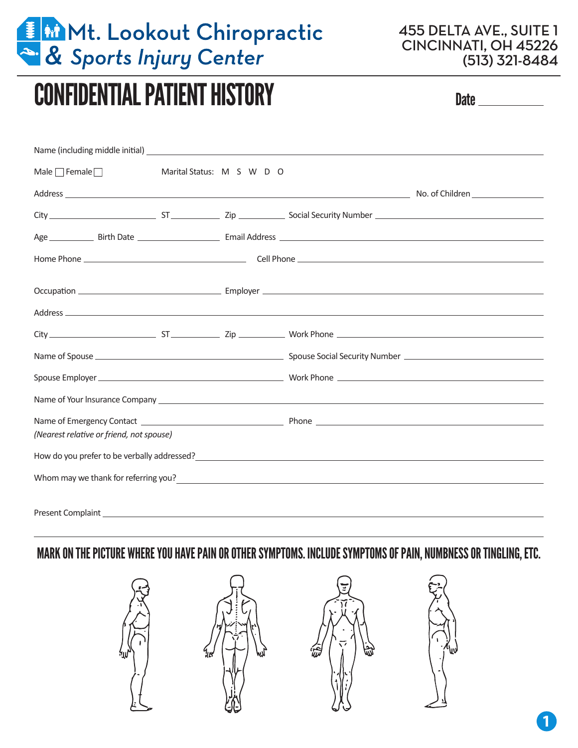# Mt. Lookout Chiropractic & Sports Injury Center

455 DELTA AVE., SUITE 1
CINCINNATI, OH 45226
(513) 321-8484

# CONFIDENTIAL PATIENT HISTORY

Date ____________

Name (including middle initial) ____________________________________________

Male ☐ Female ☐ Marital Status: M S W D O

Address ____________________________________________ No. of Children ____________

City ____________ ST ________ Zip ________ Social Security Number ____________________

Age ________ Birth Date ____________ Email Address ____________________________

Home Phone ____________________ Cell Phone ____________________

Occupation ____________________ Employer ____________________________

Address ____________________________________________

City ____________ ST ________ Zip ________ Work Phone ____________________

Name of Spouse ____________________ Spouse Social Security Number ____________________

Spouse Employer ____________________ Work Phone ____________________

Name of Your Insurance Company ____________________________________________

Name of Emergency Contact ____________________ Phone ____________________
*(Nearest relative or friend, not spouse)*

How do you prefer to be verbally addressed? ____________________________________________

Whom may we thank for referring you? ____________________________________________

Present Complaint ____________________________________________

## MARK ON THE PICTURE WHERE YOU HAVE PAIN OR OTHER SYMPTOMS. INCLUDE SYMPTOMS OF PAIN, NUMBNESS OR TINGLING, ETC.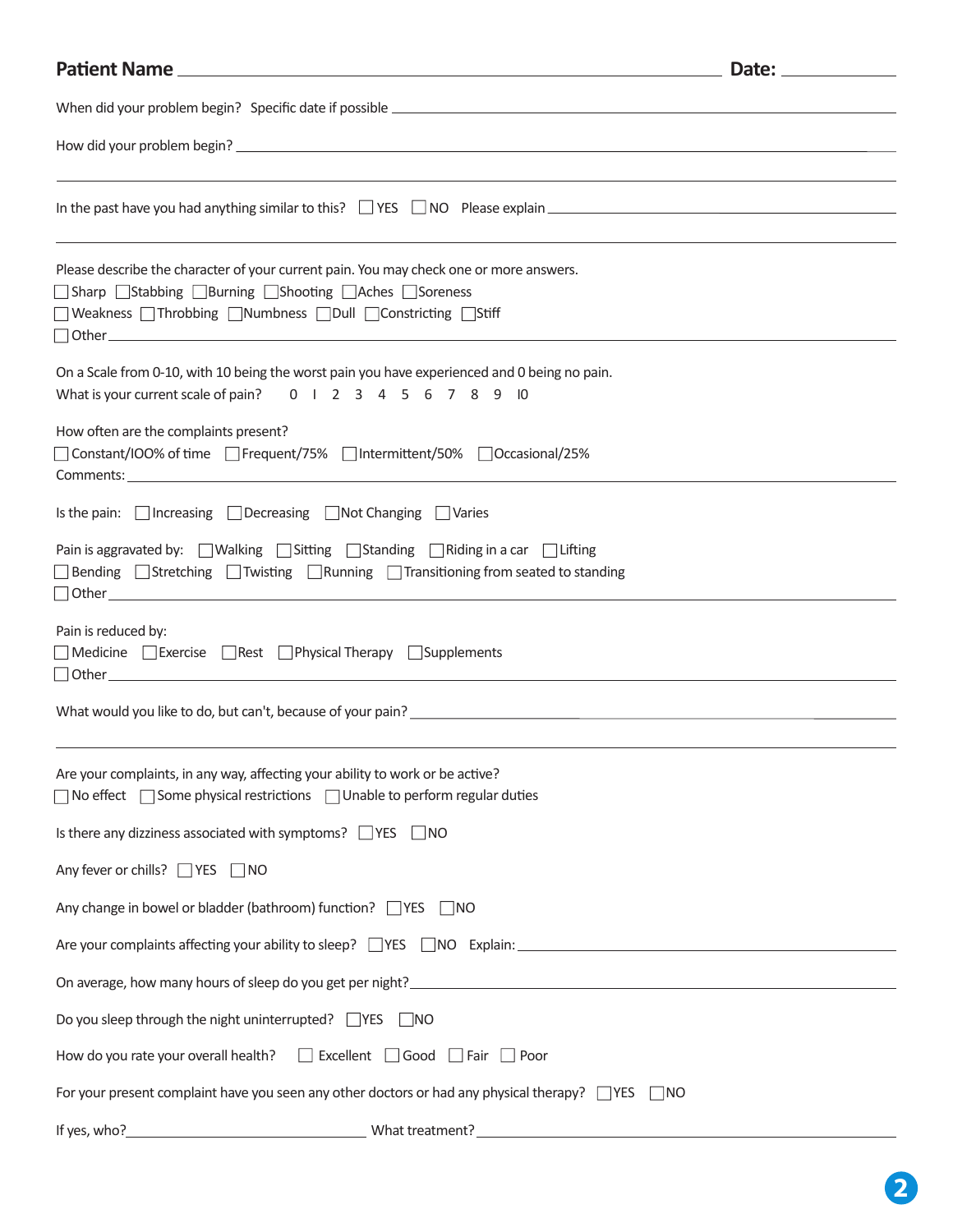**Patient Name** ______________________________ **Date:** __________

When did your problem begin? Specific date if possible ______________________________

How did your problem begin? ______________________________

______________________________

In the past have you had anything similar to this? ☐ YES ☐ NO Please explain ______________________________

______________________________

Please describe the character of your current pain. You may check one or more answers.

☐ Sharp ☐ Stabbing ☐ Burning ☐ Shooting ☐ Aches ☐ Soreness
☐ Weakness ☐ Throbbing ☐ Numbness ☐ Dull ☐ Constricting ☐ Stiff
☐ Other ______________________________

On a Scale from 0-10, with 10 being the worst pain you have experienced and 0 being no pain.
What is your current scale of pain? 0 1 2 3 4 5 6 7 8 9 10

How often are the complaints present?

☐ Constant/100% of time ☐ Frequent/75% ☐ Intermittent/50% ☐ Occasional/25%

Comments: ______________________________

Is the pain: ☐ Increasing ☐ Decreasing ☐ Not Changing ☐ Varies

Pain is aggravated by: ☐ Walking ☐ Sitting ☐ Standing ☐ Riding in a car ☐ Lifting
☐ Bending ☐ Stretching ☐ Twisting ☐ Running ☐ Transitioning from seated to standing
☐ Other ______________________________

Pain is reduced by:

☐ Medicine ☐ Exercise ☐ Rest ☐ Physical Therapy ☐ Supplements
☐ Other ______________________________

What would you like to do, but can't, because of your pain? ______________________________

______________________________

Are your complaints, in any way, affecting your ability to work or be active?

☐ No effect ☐ Some physical restrictions ☐ Unable to perform regular duties

Is there any dizziness associated with symptoms? ☐ YES ☐ NO

Any fever or chills? ☐ YES ☐ NO

Any change in bowel or bladder (bathroom) function? ☐ YES ☐ NO

Are your complaints affecting your ability to sleep? ☐ YES ☐ NO Explain: ______________________________

On average, how many hours of sleep do you get per night? ______________________________

Do you sleep through the night uninterrupted? ☐ YES ☐ NO

How do you rate your overall health? ☐ Excellent ☐ Good ☐ Fair ☐ Poor

For your present complaint have you seen any other doctors or had any physical therapy? ☐ YES ☐ NO

If yes, who? ______________________________ What treatment? ______________________________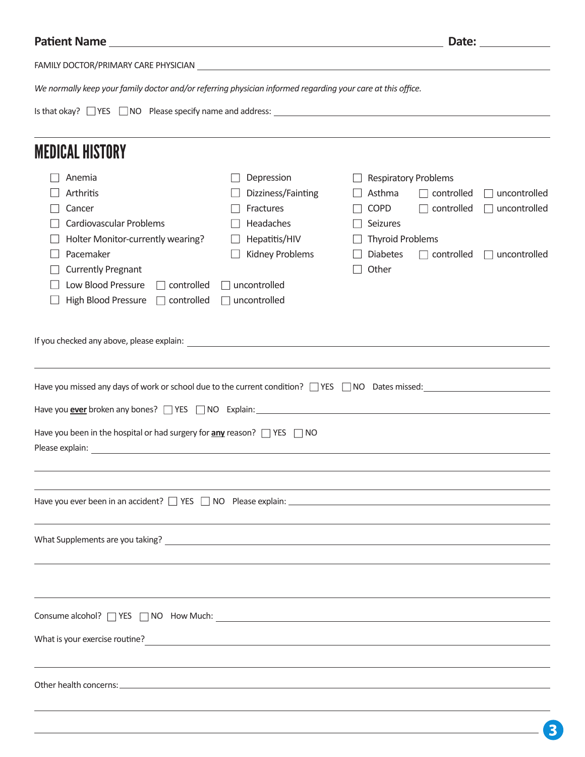**Patient Name** ______________________________ **Date:** __________

FAMILY DOCTOR/PRIMARY CARE PHYSICIAN ______________________________

*We normally keep your family doctor and/or referring physician informed regarding your care at this office.*

Is that okay? ☐ YES ☐ NO Please specify name and address: ______________________________

# MEDICAL HISTORY

- ☐ Anemia
- ☐ Arthritis
- ☐ Cancer
- ☐ Cardiovascular Problems
- ☐ Holter Monitor-currently wearing?
- ☐ Pacemaker
- ☐ Currently Pregnant
- ☐ Low Blood Pressure ☐ controlled ☐ uncontrolled
- ☐ High Blood Pressure ☐ controlled ☐ uncontrolled
- ☐ Depression
- ☐ Dizziness/Fainting
- ☐ Fractures
- ☐ Headaches
- ☐ Hepatitis/HIV
- ☐ Kidney Problems
- ☐ Respiratory Problems
- ☐ Asthma ☐ controlled ☐ uncontrolled
- ☐ COPD ☐ controlled ☐ uncontrolled
- ☐ Seizures
- ☐ Thyroid Problems
- ☐ Diabetes ☐ controlled ☐ uncontrolled
- ☐ Other

If you checked any above, please explain: ______________________________

Have you missed any days of work or school due to the current condition? ☐ YES ☐ NO Dates missed: __________

Have you **ever** broken any bones? ☐ YES ☐ NO Explain: ______________________________

Have you been in the hospital or had surgery for **any** reason? ☐ YES ☐ NO
Please explain: ______________________________

Have you ever been in an accident? ☐ YES ☐ NO Please explain: ______________________________

What Supplements are you taking? ______________________________

Consume alcohol? ☐ YES ☐ NO How Much: ______________________________

What is your exercise routine? ______________________________

Other health concerns: ______________________________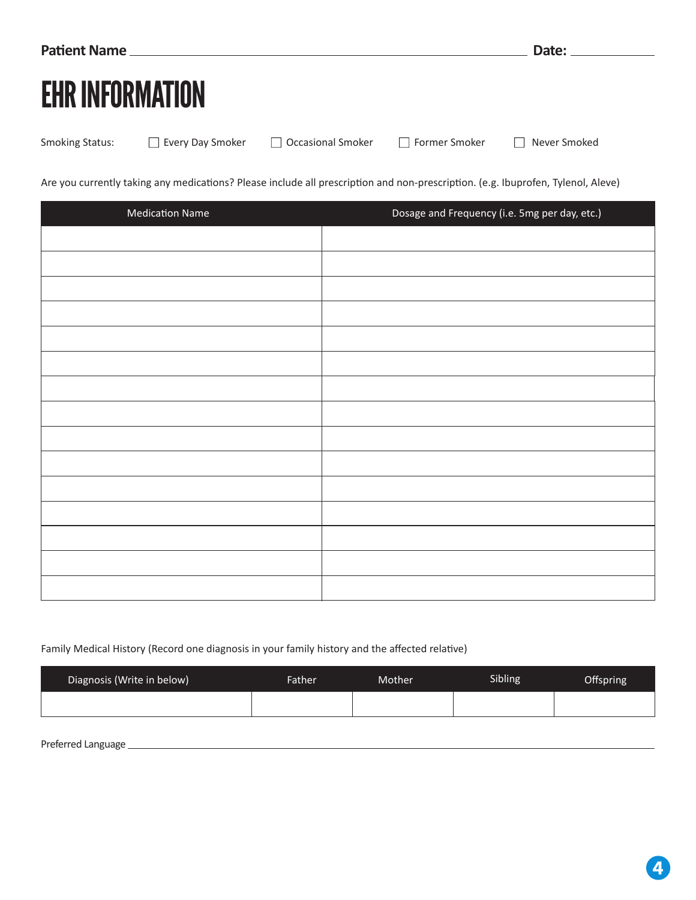Patient Name ______________________________ Date: __________

# EHR INFORMATION

Smoking Status: ☐ Every Day Smoker ☐ Occasional Smoker ☐ Former Smoker ☐ Never Smoked

Are you currently taking any medications? Please include all prescription and non-prescription. (e.g. Ibuprofen, Tylenol, Aleve)

| Medication Name | Dosage and Frequency (i.e. 5mg per day, etc.) |
|---|---|
| | |
| | |
| | |
| | |
| | |
| | |
| | |
| | |
| | |
| | |
| | |
| | |
| | |
| | |
| | |

Family Medical History (Record one diagnosis in your family history and the affected relative)

| Diagnosis (Write in below) | Father | Mother | Sibling | Offspring |
|---|---|---|---|---|
| | | | | |

Preferred Language ______________________________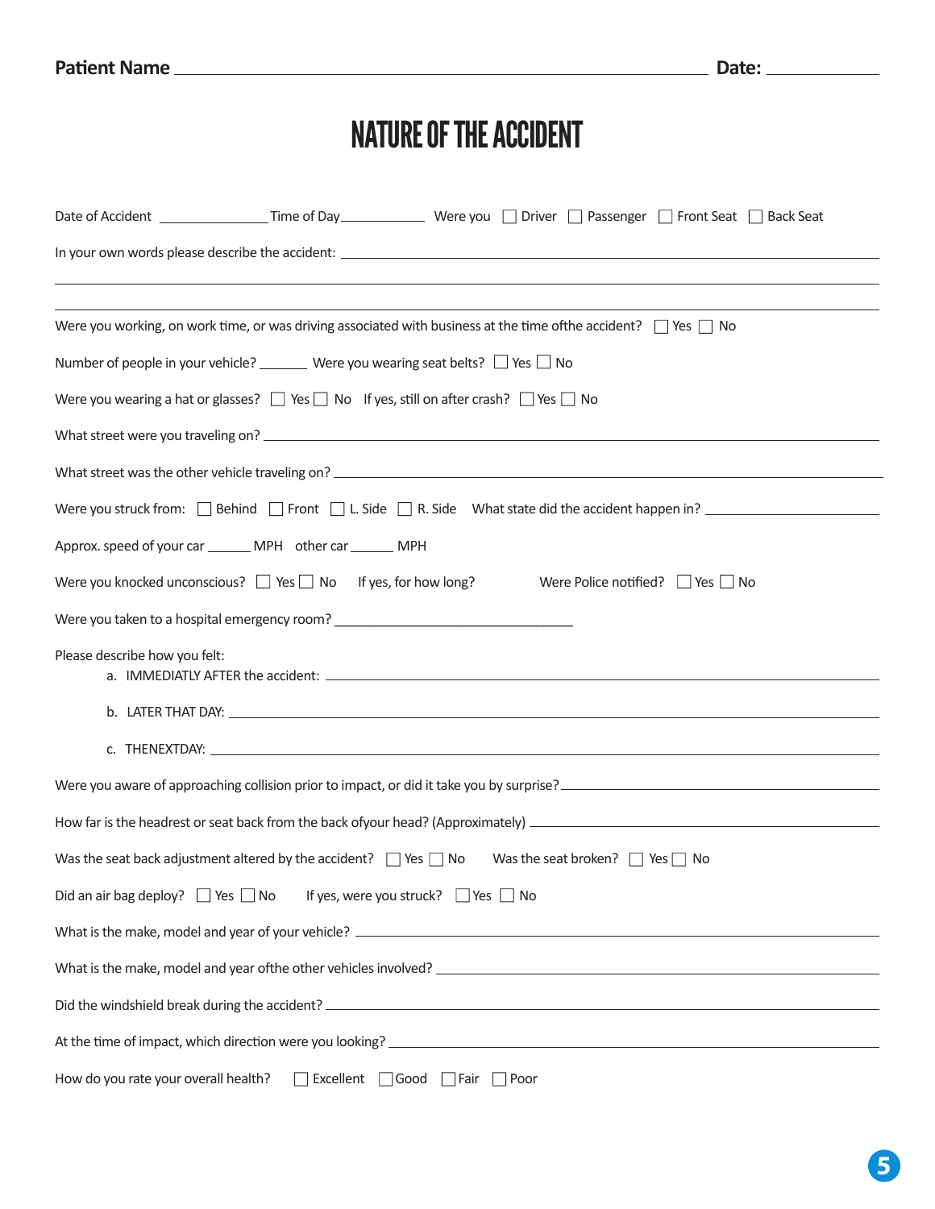**Patient Name** ________________________________________ **Date:** ____________

# NATURE OF THE ACCIDENT

Date of Accident ____________ Time of Day__________ Were you ☐ Driver ☐ Passenger ☐ Front Seat ☐ Back Seat

In your own words please describe the accident: ________________________________________

________________________________________

________________________________________

Were you working, on work time, or was driving associated with business at the time ofthe accident? ☐ Yes ☐ No

Number of people in your vehicle? ______ Were you wearing seat belts? ☐ Yes ☐ No

Were you wearing a hat or glasses? ☐ Yes ☐ No If yes, still on after crash? ☐ Yes ☐ No

What street were you traveling on? ________________________________________

What street was the other vehicle traveling on? ________________________________________

Were you struck from: ☐ Behind ☐ Front ☐ L. Side ☐ R. Side What state did the accident happen in? ____________

Approx. speed of your car ______ MPH other car ______ MPH

Were you knocked unconscious? ☐ Yes ☐ No If yes, for how long? Were Police notified? ☐ Yes ☐ No

Were you taken to a hospital emergency room? ______________________________

Please describe how you felt:

a. IMMEDIATLY AFTER the accident: ________________________________________

b. LATER THAT DAY: ________________________________________

c. THENEXTDAY: ________________________________________

Were you aware of approaching collision prior to impact, or did it take you by surprise? ____________________

How far is the headrest or seat back from the back ofyour head? (Approximately) ____________________

Was the seat back adjustment altered by the accident? ☐ Yes ☐ No Was the seat broken? ☐ Yes ☐ No

Did an air bag deploy? ☐ Yes ☐ No If yes, were you struck? ☐ Yes ☐ No

What is the make, model and year of your vehicle? ________________________________________

What is the make, model and year ofthe other vehicles involved? ________________________________________

Did the windshield break during the accident? ________________________________________

At the time of impact, which direction were you looking? ________________________________________

How do you rate your overall health? ☐ Excellent ☐ Good ☐ Fair ☐ Poor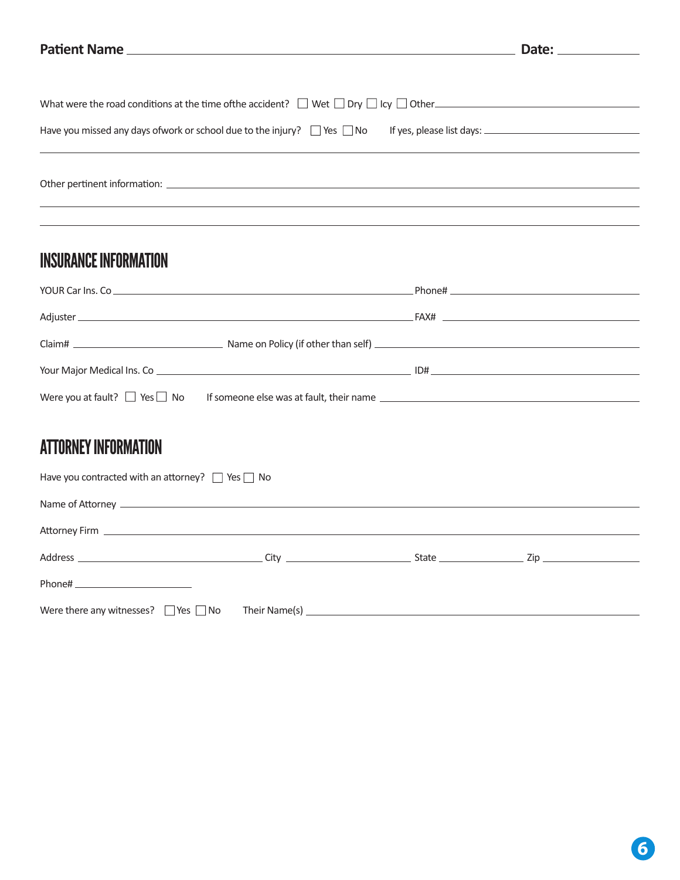**Patient Name** ______________________________ **Date:** ____________

What were the road conditions at the time ofthe accident? ☐ Wet ☐ Dry ☐ Icy ☐ Other______________________

Have you missed any days ofwork or school due to the injury? ☐ Yes ☐ No If yes, please list days: ______________________

______________________________________________________________________

Other pertinent information: ______________________________________________

______________________________________________________________________

______________________________________________________________________

## INSURANCE INFORMATION

YOUR Car Ins. Co ______________________________ Phone# ____________________

Adjuster ______________________________ FAX# ____________________

Claim# ____________________ Name on Policy (if other than self) ____________________

Your Major Medical Ins. Co ______________________________ ID# ____________________

Were you at fault? ☐ Yes ☐ No If someone else was at fault, their name ____________________

## ATTORNEY INFORMATION

Have you contracted with an attorney? ☐ Yes ☐ No

Name of Attorney ______________________________________________

Attorney Firm ______________________________________________

Address ____________________ City ____________________ State ____________ Zip ____________

Phone# ____________________

Were there any witnesses? ☐ Yes ☐ No Their Name(s) ____________________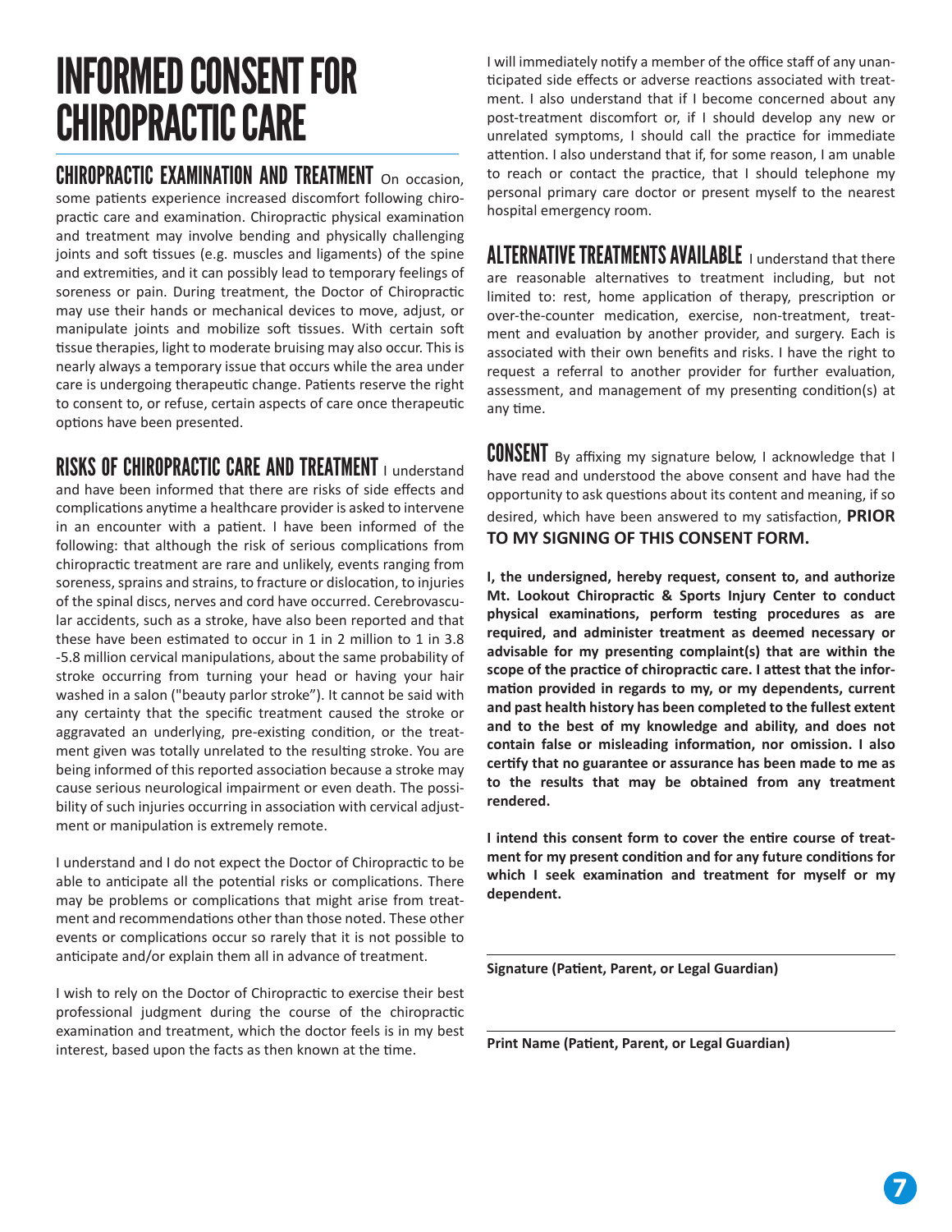# INFORMED CONSENT FOR CHIROPRACTIC CARE

## CHIROPRACTIC EXAMINATION AND TREATMENT

On occasion, some patients experience increased discomfort following chiropractic care and examination. Chiropractic physical examination and treatment may involve bending and physically challenging joints and soft tissues (e.g. muscles and ligaments) of the spine and extremities, and it can possibly lead to temporary feelings of soreness or pain. During treatment, the Doctor of Chiropractic may use their hands or mechanical devices to move, adjust, or manipulate joints and mobilize soft tissues. With certain soft tissue therapies, light to moderate bruising may also occur. This is nearly always a temporary issue that occurs while the area under care is undergoing therapeutic change. Patients reserve the right to consent to, or refuse, certain aspects of care once therapeutic options have been presented.

## RISKS OF CHIROPRACTIC CARE AND TREATMENT

I understand and have been informed that there are risks of side effects and complications anytime a healthcare provider is asked to intervene in an encounter with a patient. I have been informed of the following: that although the risk of serious complications from chiropractic treatment are rare and unlikely, events ranging from soreness, sprains and strains, to fracture or dislocation, to injuries of the spinal discs, nerves and cord have occurred. Cerebrovascular accidents, such as a stroke, have also been reported and that these have been estimated to occur in 1 in 2 million to 1 in 3.8 -5.8 million cervical manipulations, about the same probability of stroke occurring from turning your head or having your hair washed in a salon ("beauty parlor stroke"). It cannot be said with any certainty that the specific treatment caused the stroke or aggravated an underlying, pre-existing condition, or the treatment given was totally unrelated to the resulting stroke. You are being informed of this reported association because a stroke may cause serious neurological impairment or even death. The possibility of such injuries occurring in association with cervical adjustment or manipulation is extremely remote.

I understand and I do not expect the Doctor of Chiropractic to be able to anticipate all the potential risks or complications. There may be problems or complications that might arise from treatment and recommendations other than those noted. These other events or complications occur so rarely that it is not possible to anticipate and/or explain them all in advance of treatment.

I wish to rely on the Doctor of Chiropractic to exercise their best professional judgment during the course of the chiropractic examination and treatment, which the doctor feels is in my best interest, based upon the facts as then known at the time.

I will immediately notify a member of the office staff of any unanticipated side effects or adverse reactions associated with treatment. I also understand that if I become concerned about any post-treatment discomfort or, if I should develop any new or unrelated symptoms, I should call the practice for immediate attention. I also understand that if, for some reason, I am unable to reach or contact the practice, that I should telephone my personal primary care doctor or present myself to the nearest hospital emergency room.

## ALTERNATIVE TREATMENTS AVAILABLE

I understand that there are reasonable alternatives to treatment including, but not limited to: rest, home application of therapy, prescription or over-the-counter medication, exercise, non-treatment, treatment and evaluation by another provider, and surgery. Each is associated with their own benefits and risks. I have the right to request a referral to another provider for further evaluation, assessment, and management of my presenting condition(s) at any time.

## CONSENT

By affixing my signature below, I acknowledge that I have read and understood the above consent and have had the opportunity to ask questions about its content and meaning, if so desired, which have been answered to my satisfaction, **PRIOR TO MY SIGNING OF THIS CONSENT FORM.**

**I, the undersigned, hereby request, consent to, and authorize Mt. Lookout Chiropractic & Sports Injury Center to conduct physical examinations, perform testing procedures as are required, and administer treatment as deemed necessary or advisable for my presenting complaint(s) that are within the scope of the practice of chiropractic care. I attest that the information provided in regards to my, or my dependents, current and past health history has been completed to the fullest extent and to the best of my knowledge and ability, and does not contain false or misleading information, nor omission. I also certify that no guarantee or assurance has been made to me as to the results that may be obtained from any treatment rendered.**

**I intend this consent form to cover the entire course of treatment for my present condition and for any future conditions for which I seek examination and treatment for myself or my dependent.**

\_\_\_\_\_\_\_\_\_\_\_\_\_\_\_\_\_\_\_\_\_\_\_\_\_\_\_\_\_\_\_\_\_\_\_\_\_\_\_\_

**Signature (Patient, Parent, or Legal Guardian)**

\_\_\_\_\_\_\_\_\_\_\_\_\_\_\_\_\_\_\_\_\_\_\_\_\_\_\_\_\_\_\_\_\_\_\_\_\_\_\_\_

**Print Name (Patient, Parent, or Legal Guardian)**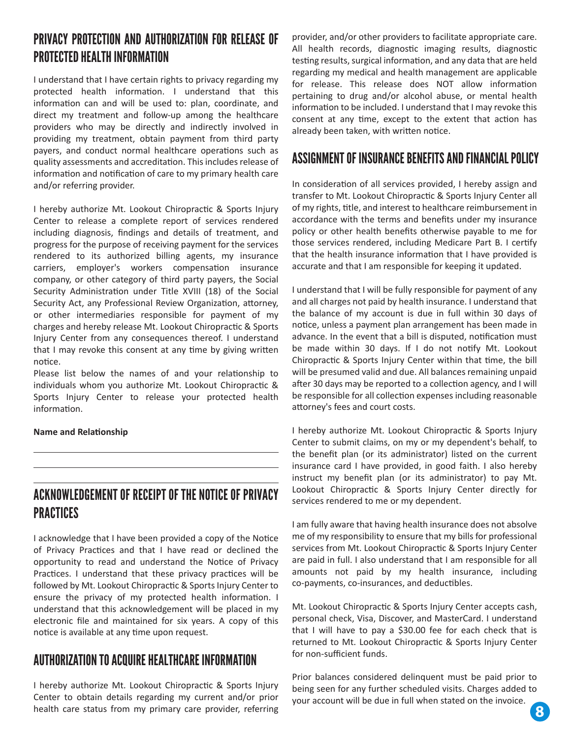## PRIVACY PROTECTION AND AUTHORIZATION FOR RELEASE OF PROTECTED HEALTH INFORMATION

I understand that I have certain rights to privacy regarding my protected health information. I understand that this information can and will be used to: plan, coordinate, and direct my treatment and follow-up among the healthcare providers who may be directly and indirectly involved in providing my treatment, obtain payment from third party payers, and conduct normal healthcare operations such as quality assessments and accreditation. This includes release of information and notification of care to my primary health care and/or referring provider.

I hereby authorize Mt. Lookout Chiropractic & Sports Injury Center to release a complete report of services rendered including diagnosis, findings and details of treatment, and progress for the purpose of receiving payment for the services rendered to its authorized billing agents, my insurance carriers, employer's workers compensation insurance company, or other category of third party payers, the Social Security Administration under Title XVIII (18) of the Social Security Act, any Professional Review Organization, attorney, or other intermediaries responsible for payment of my charges and hereby release Mt. Lookout Chiropractic & Sports Injury Center from any consequences thereof. I understand that I may revoke this consent at any time by giving written notice.

Please list below the names of and your relationship to individuals whom you authorize Mt. Lookout Chiropractic & Sports Injury Center to release your protected health information.

**Name and Relationship**

\_\_\_\_\_\_\_\_\_\_\_\_\_\_\_\_\_\_\_\_\_\_\_\_\_\_\_\_\_\_\_\_\_\_\_\_\_\_\_\_\_\_

\_\_\_\_\_\_\_\_\_\_\_\_\_\_\_\_\_\_\_\_\_\_\_\_\_\_\_\_\_\_\_\_\_\_\_\_\_\_\_\_\_\_

\_\_\_\_\_\_\_\_\_\_\_\_\_\_\_\_\_\_\_\_\_\_\_\_\_\_\_\_\_\_\_\_\_\_\_\_\_\_\_\_\_\_

## ACKNOWLEDGEMENT OF RECEIPT OF THE NOTICE OF PRIVACY PRACTICES

I acknowledge that I have been provided a copy of the Notice of Privacy Practices and that I have read or declined the opportunity to read and understand the Notice of Privacy Practices. I understand that these privacy practices will be followed by Mt. Lookout Chiropractic & Sports Injury Center to ensure the privacy of my protected health information. I understand that this acknowledgement will be placed in my electronic file and maintained for six years. A copy of this notice is available at any time upon request.

## AUTHORIZATION TO ACQUIRE HEALTHCARE INFORMATION

I hereby authorize Mt. Lookout Chiropractic & Sports Injury Center to obtain details regarding my current and/or prior health care status from my primary care provider, referring provider, and/or other providers to facilitate appropriate care. All health records, diagnostic imaging results, diagnostic testing results, surgical information, and any data that are held regarding my medical and health management are applicable for release. This release does NOT allow information pertaining to drug and/or alcohol abuse, or mental health information to be included. I understand that I may revoke this consent at any time, except to the extent that action has already been taken, with written notice.

## ASSIGNMENT OF INSURANCE BENEFITS AND FINANCIAL POLICY

In consideration of all services provided, I hereby assign and transfer to Mt. Lookout Chiropractic & Sports Injury Center all of my rights, title, and interest to healthcare reimbursement in accordance with the terms and benefits under my insurance policy or other health benefits otherwise payable to me for those services rendered, including Medicare Part B. I certify that the health insurance information that I have provided is accurate and that I am responsible for keeping it updated.

I understand that I will be fully responsible for payment of any and all charges not paid by health insurance. I understand that the balance of my account is due in full within 30 days of notice, unless a payment plan arrangement has been made in advance. In the event that a bill is disputed, notification must be made within 30 days. If I do not notify Mt. Lookout Chiropractic & Sports Injury Center within that time, the bill will be presumed valid and due. All balances remaining unpaid after 30 days may be reported to a collection agency, and I will be responsible for all collection expenses including reasonable attorney's fees and court costs.

I hereby authorize Mt. Lookout Chiropractic & Sports Injury Center to submit claims, on my or my dependent's behalf, to the benefit plan (or its administrator) listed on the current insurance card I have provided, in good faith. I also hereby instruct my benefit plan (or its administrator) to pay Mt. Lookout Chiropractic & Sports Injury Center directly for services rendered to me or my dependent.

I am fully aware that having health insurance does not absolve me of my responsibility to ensure that my bills for professional services from Mt. Lookout Chiropractic & Sports Injury Center are paid in full. I also understand that I am responsible for all amounts not paid by my health insurance, including co-payments, co-insurances, and deductibles.

Mt. Lookout Chiropractic & Sports Injury Center accepts cash, personal check, Visa, Discover, and MasterCard. I understand that I will have to pay a $30.00 fee for each check that is returned to Mt. Lookout Chiropractic & Sports Injury Center for non-sufficient funds.

Prior balances considered delinquent must be paid prior to being seen for any further scheduled visits. Charges added to your account will be due in full when stated on the invoice.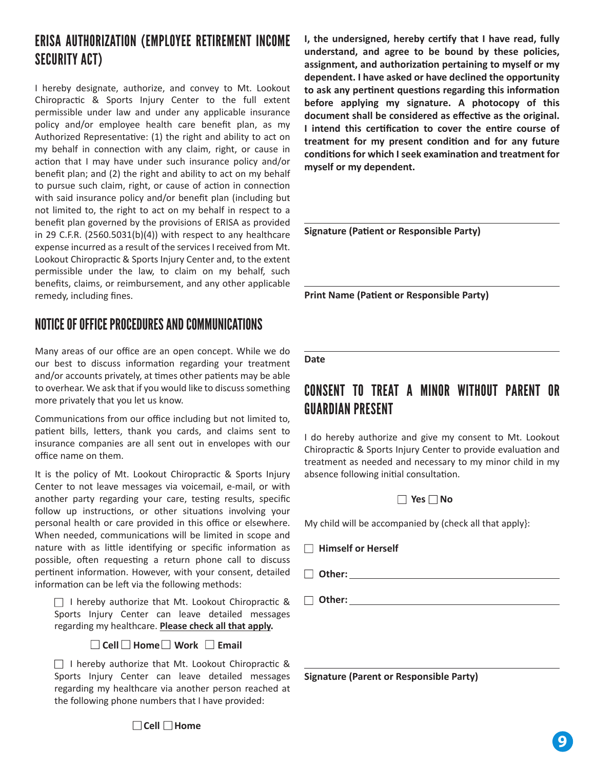## ERISA AUTHORIZATION (EMPLOYEE RETIREMENT INCOME SECURITY ACT)

I hereby designate, authorize, and convey to Mt. Lookout Chiropractic & Sports Injury Center to the full extent permissible under law and under any applicable insurance policy and/or employee health care benefit plan, as my Authorized Representative: (1) the right and ability to act on my behalf in connection with any claim, right, or cause in action that I may have under such insurance policy and/or benefit plan; and (2) the right and ability to act on my behalf to pursue such claim, right, or cause of action in connection with said insurance policy and/or benefit plan (including but not limited to, the right to act on my behalf in respect to a benefit plan governed by the provisions of ERISA as provided in 29 C.F.R. (2560.5031(b)(4)) with respect to any healthcare expense incurred as a result of the services I received from Mt. Lookout Chiropractic & Sports Injury Center and, to the extent permissible under the law, to claim on my behalf, such benefits, claims, or reimbursement, and any other applicable remedy, including fines.

## NOTICE OF OFFICE PROCEDURES AND COMMUNICATIONS

Many areas of our office are an open concept. While we do our best to discuss information regarding your treatment and/or accounts privately, at times other patients may be able to overhear. We ask that if you would like to discuss something more privately that you let us know.

Communications from our office including but not limited to, patient bills, letters, thank you cards, and claims sent to insurance companies are all sent out in envelopes with our office name on them.

It is the policy of Mt. Lookout Chiropractic & Sports Injury Center to not leave messages via voicemail, e-mail, or with another party regarding your care, testing results, specific follow up instructions, or other situations involving your personal health or care provided in this office or elsewhere. When needed, communications will be limited in scope and nature with as little identifying or specific information as possible, often requesting a return phone call to discuss pertinent information. However, with your consent, detailed information can be left via the following methods:

☐ I hereby authorize that Mt. Lookout Chiropractic & Sports Injury Center can leave detailed messages regarding my healthcare. **Please check all that apply.**

☐ **Cell** ☐ **Home** ☐ **Work** ☐ **Email**

☐ I hereby authorize that Mt. Lookout Chiropractic & Sports Injury Center can leave detailed messages regarding my healthcare via another person reached at the following phone numbers that I have provided:

☐ **Cell** ☐ **Home**

**I, the undersigned, hereby certify that I have read, fully understand, and agree to be bound by these policies, assignment, and authorization pertaining to myself or my dependent. I have asked or have declined the opportunity to ask any pertinent questions regarding this information before applying my signature. A photocopy of this document shall be considered as effective as the original. I intend this certification to cover the entire course of treatment for my present condition and for any future conditions for which I seek examination and treatment for myself or my dependent.**

______________________________
**Signature (Patient or Responsible Party)**

______________________________
**Print Name (Patient or Responsible Party)**

______________________________
**Date**

## CONSENT TO TREAT A MINOR WITHOUT PARENT OR GUARDIAN PRESENT

I do hereby authorize and give my consent to Mt. Lookout Chiropractic & Sports Injury Center to provide evaluation and treatment as needed and necessary to my minor child in my absence following initial consultation.

☐ **Yes** ☐ **No**

My child will be accompanied by (check all that apply}:

☐ **Himself or Herself**

☐ **Other:** ______________________________

☐ **Other:** ______________________________

______________________________
**Signature (Parent or Responsible Party)**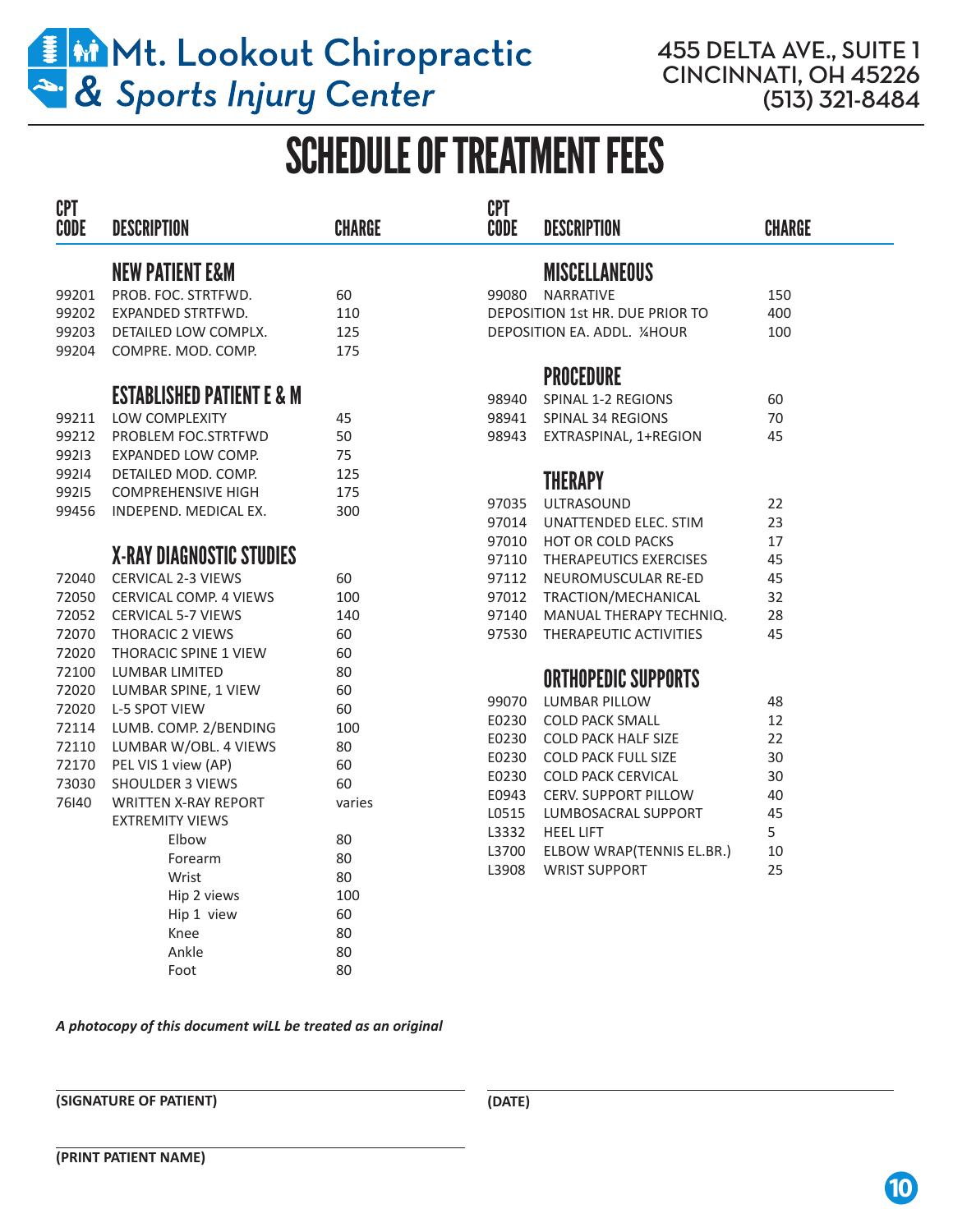# Mt. Lookout Chiropractic & Sports Injury Center

455 DELTA AVE., SUITE 1
CINCINNATI, OH 45226
(513) 321-8484

## SCHEDULE OF TREATMENT FEES

| CPT CODE | DESCRIPTION | CHARGE |
|---|---|---|
| | **NEW PATIENT E&M** | |
| 99201 | PROB. FOC. STRTFWD. | 60 |
| 99202 | EXPANDED STRTFWD. | 110 |
| 99203 | DETAILED LOW COMPLX. | 125 |
| 99204 | COMPRE. MOD. COMP. | 175 |
| | **ESTABLISHED PATIENT E & M** | |
| 99211 | LOW COMPLEXITY | 45 |
| 99212 | PROBLEM FOC.STRTFWD | 50 |
| 99213 | EXPANDED LOW COMP. | 75 |
| 99214 | DETAILED MOD. COMP. | 125 |
| 99215 | COMPREHENSIVE HIGH | 175 |
| 99456 | INDEPEND. MEDICAL EX. | 300 |
| | **X-RAY DIAGNOSTIC STUDIES** | |
| 72040 | CERVICAL 2-3 VIEWS | 60 |
| 72050 | CERVICAL COMP. 4 VIEWS | 100 |
| 72052 | CERVICAL 5-7 VIEWS | 140 |
| 72070 | THORACIC 2 VIEWS | 60 |
| 72020 | THORACIC SPINE 1 VIEW | 60 |
| 72100 | LUMBAR LIMITED | 80 |
| 72020 | LUMBAR SPINE, 1 VIEW | 60 |
| 72020 | L-5 SPOT VIEW | 60 |
| 72114 | LUMB. COMP. 2/BENDING | 100 |
| 72110 | LUMBAR W/OBL. 4 VIEWS | 80 |
| 72170 | PEL VIS 1 view (AP) | 60 |
| 73030 | SHOULDER 3 VIEWS | 60 |
| 76140 | WRITTEN X-RAY REPORT | varies |
| | EXTREMITY VIEWS | |
| | Elbow | 80 |
| | Forearm | 80 |
| | Wrist | 80 |
| | Hip 2 views | 100 |
| | Hip 1 view | 60 |
| | Knee | 80 |
| | Ankle | 80 |
| | Foot | 80 |
| | **MISCELLANEOUS** | |
| 99080 | NARRATIVE | 150 |
| | DEPOSITION 1st HR. DUE PRIOR TO | 400 |
| | DEPOSITION EA. ADDL. ¼HOUR | 100 |
| | **PROCEDURE** | |
| 98940 | SPINAL 1-2 REGIONS | 60 |
| 98941 | SPINAL 34 REGIONS | 70 |
| 98943 | EXTRASPINAL, 1+REGION | 45 |
| | **THERAPY** | |
| 97035 | ULTRASOUND | 22 |
| 97014 | UNATTENDED ELEC. STIM | 23 |
| 97010 | HOT OR COLD PACKS | 17 |
| 97110 | THERAPEUTICS EXERCISES | 45 |
| 97112 | NEUROMUSCULAR RE-ED | 45 |
| 97012 | TRACTION/MECHANICAL | 32 |
| 97140 | MANUAL THERAPY TECHNIQ. | 28 |
| 97530 | THERAPEUTIC ACTIVITIES | 45 |
| | **ORTHOPEDIC SUPPORTS** | |
| 99070 | LUMBAR PILLOW | 48 |
| E0230 | COLD PACK SMALL | 12 |
| E0230 | COLD PACK HALF SIZE | 22 |
| E0230 | COLD PACK FULL SIZE | 30 |
| E0230 | COLD PACK CERVICAL | 30 |
| E0943 | CERV. SUPPORT PILLOW | 40 |
| L0515 | LUMBOSACRAL SUPPORT | 45 |
| L3332 | HEEL LIFT | 5 |
| L3700 | ELBOW WRAP(TENNIS EL.BR.) | 10 |
| L3908 | WRIST SUPPORT | 25 |

*A photocopy of this document wiLL be treated as an original*

**(SIGNATURE OF PATIENT)** \_\_\_\_\_\_\_\_\_\_\_\_\_\_\_\_\_\_\_\_ **(DATE)** \_\_\_\_\_\_\_\_\_\_\_\_\_\_\_\_\_\_\_\_

**(PRINT PATIENT NAME)** \_\_\_\_\_\_\_\_\_\_\_\_\_\_\_\_\_\_\_\_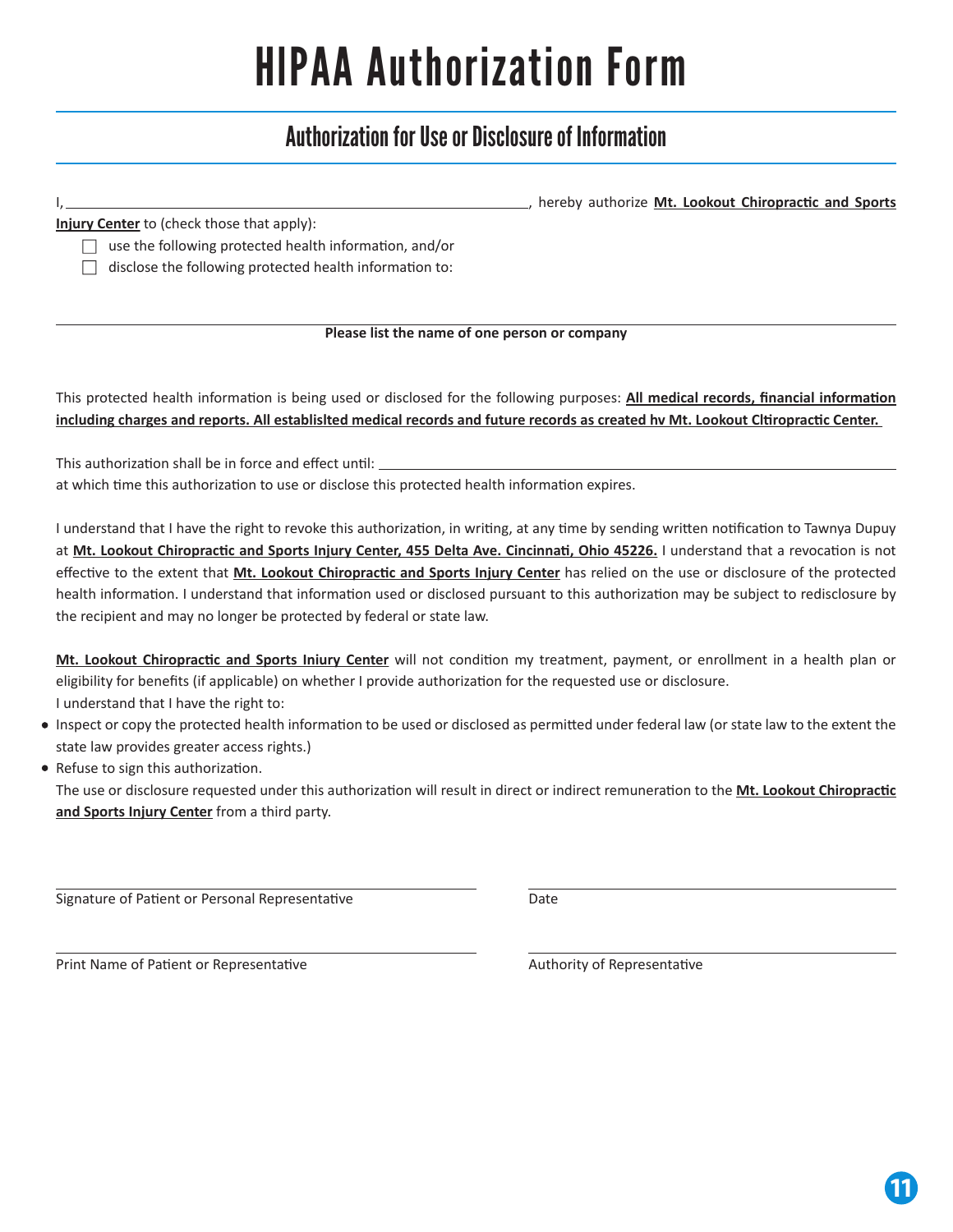# HIPAA Authorization Form

## Authorization for Use or Disclosure of Information

I, ______________________________________________, hereby authorize **Mt. Lookout Chiropractic and Sports Injury Center** to (check those that apply):

- ☐ use the following protected health information, and/or
- ☐ disclose the following protected health information to:

______________________________________________

**Please list the name of one person or company**

This protected health information is being used or disclosed for the following purposes: **All medical records, financial information including charges and reports. All establislted medical records and future records as created hv Mt. Lookout Cltiropractic Center.**

This authorization shall be in force and effect until: ______________________________________________
at which time this authorization to use or disclose this protected health information expires.

I understand that I have the right to revoke this authorization, in writing, at any time by sending written notification to Tawnya Dupuy at **Mt. Lookout Chiropractic and Sports Injury Center, 455 Delta Ave. Cincinnati, Ohio 45226.** I understand that a revocation is not effective to the extent that **Mt. Lookout Chiropractic and Sports Injury Center** has relied on the use or disclosure of the protected health information. I understand that information used or disclosed pursuant to this authorization may be subject to redisclosure by the recipient and may no longer be protected by federal or state law.

**Mt. Lookout Chiropractic and Sports Iniury Center** will not condition my treatment, payment, or enrollment in a health plan or eligibility for benefits (if applicable) on whether I provide authorization for the requested use or disclosure.
I understand that I have the right to:

- Inspect or copy the protected health information to be used or disclosed as permitted under federal law (or state law to the extent the state law provides greater access rights.)
- Refuse to sign this authorization.

The use or disclosure requested under this authorization will result in direct or indirect remuneration to the **Mt. Lookout Chiropractic and Sports Injury Center** from a third party.

______________________________ ______________________________
Signature of Patient or Personal Representative — Date

______________________________ ______________________________
Print Name of Patient or Representative — Authority of Representative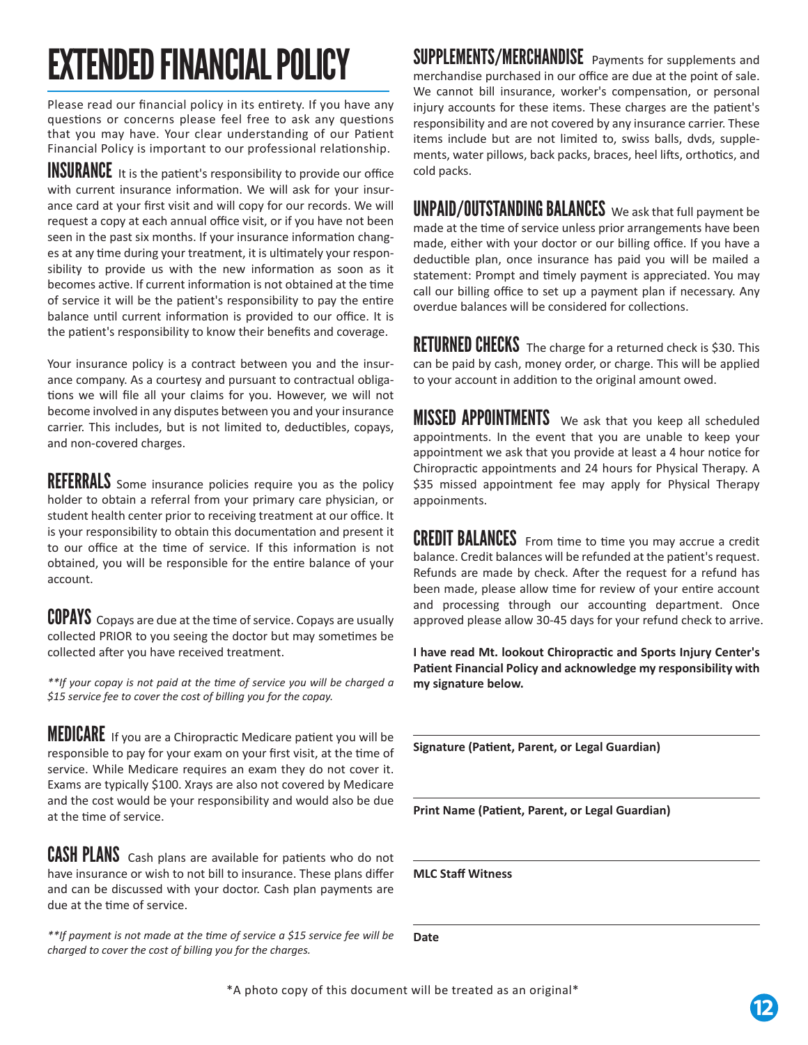# EXTENDED FINANCIAL POLICY

Please read our financial policy in its entirety. If you have any questions or concerns please feel free to ask any questions that you may have. Your clear understanding of our Patient Financial Policy is important to our professional relationship.

**INSURANCE** It is the patient's responsibility to provide our office with current insurance information. We will ask for your insurance card at your first visit and will copy for our records. We will request a copy at each annual office visit, or if you have not been seen in the past six months. If your insurance information changes at any time during your treatment, it is ultimately your responsibility to provide us with the new information as soon as it becomes active. If current information is not obtained at the time of service it will be the patient's responsibility to pay the entire balance until current information is provided to our office. It is the patient's responsibility to know their benefits and coverage.

Your insurance policy is a contract between you and the insurance company. As a courtesy and pursuant to contractual obligations we will file all your claims for you. However, we will not become involved in any disputes between you and your insurance carrier. This includes, but is not limited to, deductibles, copays, and non-covered charges.

**REFERRALS** Some insurance policies require you as the policy holder to obtain a referral from your primary care physician, or student health center prior to receiving treatment at our office. It is your responsibility to obtain this documentation and present it to our office at the time of service. If this information is not obtained, you will be responsible for the entire balance of your account.

**COPAYS** Copays are due at the time of service. Copays are usually collected PRIOR to you seeing the doctor but may sometimes be collected after you have received treatment.

*\*\*If your copay is not paid at the time of service you will be charged a $15 service fee to cover the cost of billing you for the copay.*

**MEDICARE** If you are a Chiropractic Medicare patient you will be responsible to pay for your exam on your first visit, at the time of service. While Medicare requires an exam they do not cover it. Exams are typically $100. Xrays are also not covered by Medicare and the cost would be your responsibility and would also be due at the time of service.

**CASH PLANS** Cash plans are available for patients who do not have insurance or wish to not bill to insurance. These plans differ and can be discussed with your doctor. Cash plan payments are due at the time of service.

*\*\*If payment is not made at the time of service a $15 service fee will be charged to cover the cost of billing you for the charges.*

**SUPPLEMENTS/MERCHANDISE** Payments for supplements and merchandise purchased in our office are due at the point of sale. We cannot bill insurance, worker's compensation, or personal injury accounts for these items. These charges are the patient's responsibility and are not covered by any insurance carrier. These items include but are not limited to, swiss balls, dvds, supplements, water pillows, back packs, braces, heel lifts, orthotics, and cold packs.

**UNPAID/OUTSTANDING BALANCES** We ask that full payment be made at the time of service unless prior arrangements have been made, either with your doctor or our billing office. If you have a deductible plan, once insurance has paid you will be mailed a statement: Prompt and timely payment is appreciated. You may call our billing office to set up a payment plan if necessary. Any overdue balances will be considered for collections.

**RETURNED CHECKS** The charge for a returned check is $30. This can be paid by cash, money order, or charge. This will be applied to your account in addition to the original amount owed.

**MISSED APPOINTMENTS** We ask that you keep all scheduled appointments. In the event that you are unable to keep your appointment we ask that you provide at least a 4 hour notice for Chiropractic appointments and 24 hours for Physical Therapy. A $35 missed appointment fee may apply for Physical Therapy appoinments.

**CREDIT BALANCES** From time to time you may accrue a credit balance. Credit balances will be refunded at the patient's request. Refunds are made by check. After the request for a refund has been made, please allow time for review of your entire account and processing through our accounting department. Once approved please allow 30-45 days for your refund check to arrive.

**I have read Mt. lookout Chiropractic and Sports Injury Center's Patient Financial Policy and acknowledge my responsibility with my signature below.**

\_\_\_\_\_\_\_\_\_\_\_\_\_\_\_\_\_\_\_\_\_\_\_\_\_\_\_\_\_\_\_\_\_\_\_\_\_\_\_\_

**Signature (Patient, Parent, or Legal Guardian)**

\_\_\_\_\_\_\_\_\_\_\_\_\_\_\_\_\_\_\_\_\_\_\_\_\_\_\_\_\_\_\_\_\_\_\_\_\_\_\_\_

**Print Name (Patient, Parent, or Legal Guardian)**

\_\_\_\_\_\_\_\_\_\_\_\_\_\_\_\_\_\_\_\_\_\_\_\_\_\_\_\_\_\_\_\_\_\_\_\_\_\_\_\_

**MLC Staff Witness**

\_\_\_\_\_\_\_\_\_\_\_\_\_\_\_\_\_\_\_\_\_\_\_\_\_\_\_\_\_\_\_\_\_\_\_\_\_\_\_\_

**Date**

\*A photo copy of this document will be treated as an original\*